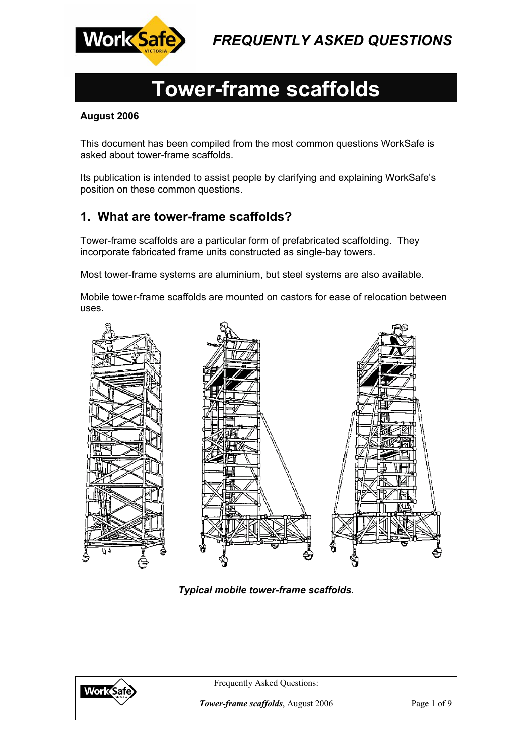# FREQUENTLY ASKED QUESTIONS

# Tower-frame scaffolds

**August 2006**

This document has been compiled from the most common questions WorkSafe is asked about tower-frame scaffolds.

Its publication is intended to assist people by clarifying and explaining WorkSafe's position on these common questions.

## 1. What are tower-frame scaffolds?

Tower-frame scaffolds are a particular form of prefabricated scaffolding. They incorporate fabricated frame units constructed as single-bay towers.

Most tower-frame systems are aluminium, but steel systems are also available.

Mobile tower-frame scaffolds are mounted on castors for ease of relocation between uses.

***Typical mobile tower-frame scaffolds.***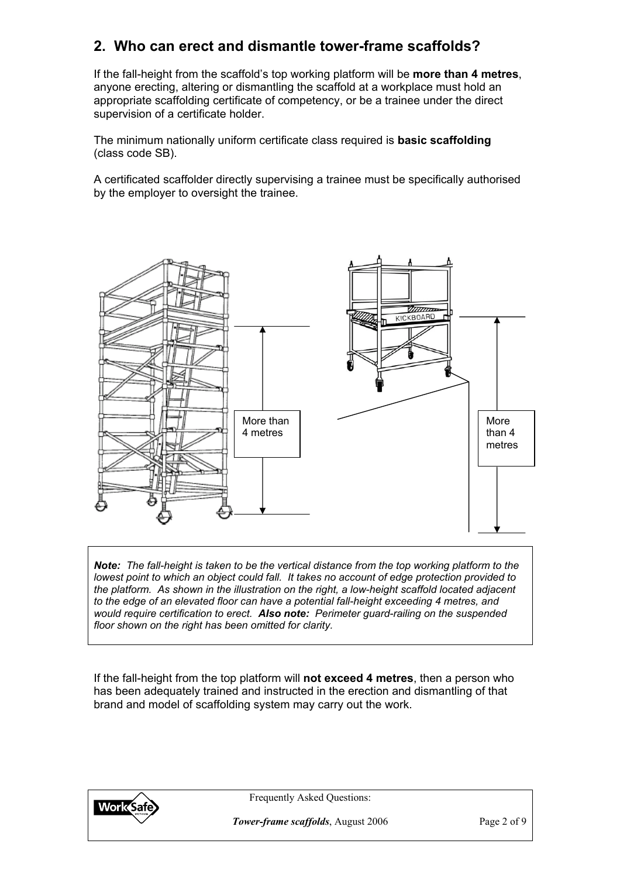## 2. Who can erect and dismantle tower-frame scaffolds?

If the fall-height from the scaffold's top working platform will be **more than 4 metres**, anyone erecting, altering or dismantling the scaffold at a workplace must hold an appropriate scaffolding certificate of competency, or be a trainee under the direct supervision of a certificate holder.

The minimum nationally uniform certificate class required is **basic scaffolding** (class code SB).

A certificated scaffolder directly supervising a trainee must be specifically authorised by the employer to oversight the trainee.

More than 4 metres

KICKBOARD

More than 4 metres

***Note:*** *The fall-height is taken to be the vertical distance from the top working platform to the lowest point to which an object could fall. It takes no account of edge protection provided to the platform. As shown in the illustration on the right, a low-height scaffold located adjacent to the edge of an elevated floor can have a potential fall-height exceeding 4 metres, and would require certification to erect.* ***Also note:*** *Perimeter guard-railing on the suspended floor shown on the right has been omitted for clarity.*

If the fall-height from the top platform will **not exceed 4 metres**, then a person who has been adequately trained and instructed in the erection and dismantling of that brand and model of scaffolding system may carry out the work.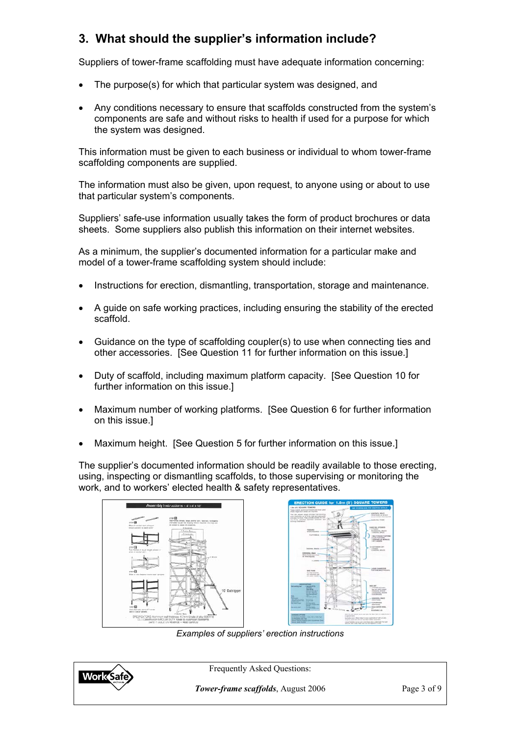## 3. What should the supplier's information include?

Suppliers of tower-frame scaffolding must have adequate information concerning:

- The purpose(s) for which that particular system was designed, and
- Any conditions necessary to ensure that scaffolds constructed from the system's components are safe and without risks to health if used for a purpose for which the system was designed.

This information must be given to each business or individual to whom tower-frame scaffolding components are supplied.

The information must also be given, upon request, to anyone using or about to use that particular system's components.

Suppliers' safe-use information usually takes the form of product brochures or data sheets. Some suppliers also publish this information on their internet websites.

As a minimum, the supplier's documented information for a particular make and model of a tower-frame scaffolding system should include:

- Instructions for erection, dismantling, transportation, storage and maintenance.
- A guide on safe working practices, including ensuring the stability of the erected scaffold.
- Guidance on the type of scaffolding coupler(s) to use when connecting ties and other accessories. [See Question 11 for further information on this issue.]
- Duty of scaffold, including maximum platform capacity. [See Question 10 for further information on this issue.]
- Maximum number of working platforms. [See Question 6 for further information on this issue.]
- Maximum height. [See Question 5 for further information on this issue.]

The supplier's documented information should be readily available to those erecting, using, inspecting or dismantling scaffolds, to those supervising or monitoring the work, and to workers' elected health & safety representatives.

*Examples of suppliers' erection instructions*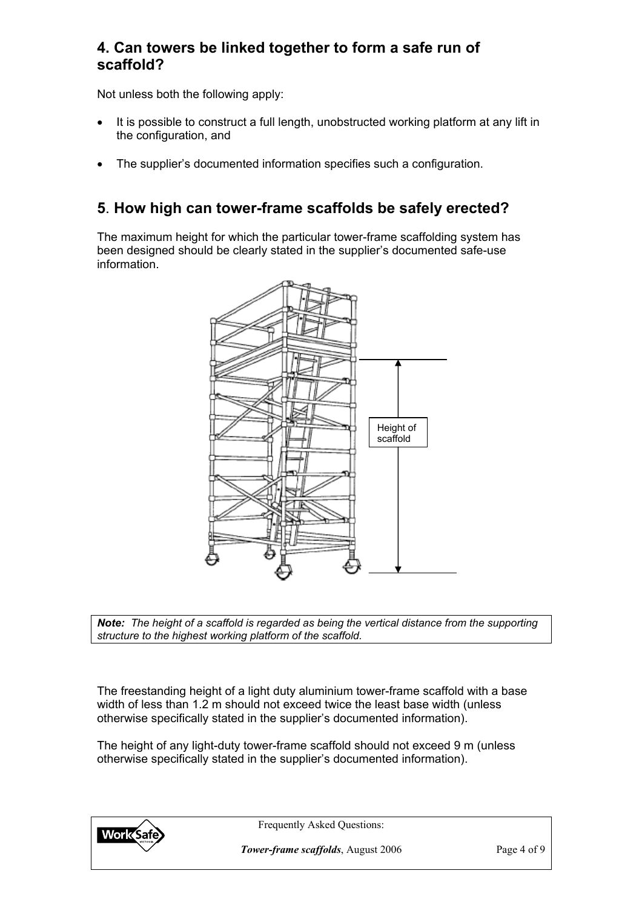## 4. Can towers be linked together to form a safe run of scaffold?

Not unless both the following apply:

- It is possible to construct a full length, unobstructed working platform at any lift in the configuration, and
- The supplier's documented information specifies such a configuration.

## 5. How high can tower-frame scaffolds be safely erected?

The maximum height for which the particular tower-frame scaffolding system has been designed should be clearly stated in the supplier's documented safe-use information.

Height of scaffold

***Note:*** *The height of a scaffold is regarded as being the vertical distance from the supporting structure to the highest working platform of the scaffold.*

The freestanding height of a light duty aluminium tower-frame scaffold with a base width of less than 1.2 m should not exceed twice the least base width (unless otherwise specifically stated in the supplier's documented information).

The height of any light-duty tower-frame scaffold should not exceed 9 m (unless otherwise specifically stated in the supplier's documented information).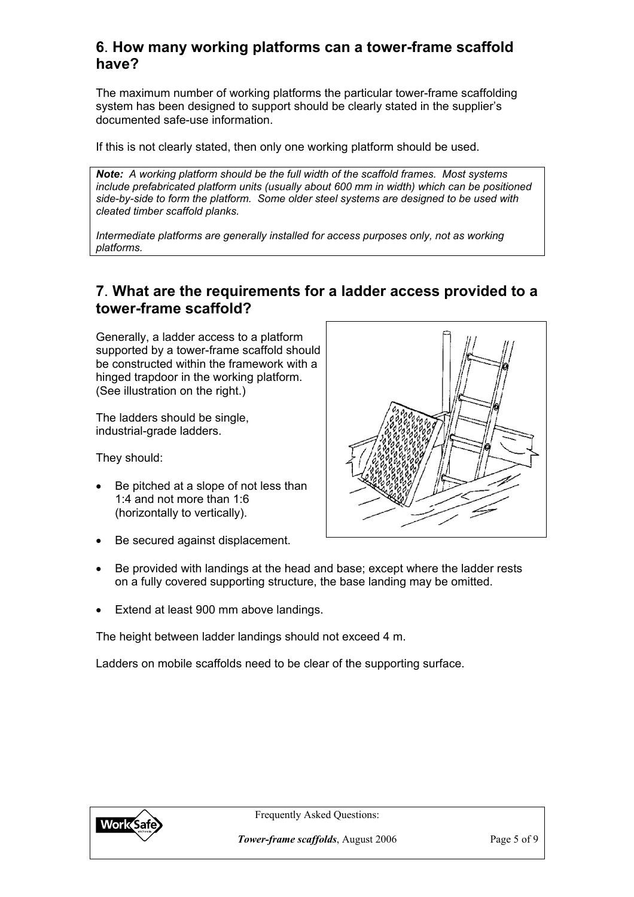## 6. How many working platforms can a tower-frame scaffold have?

The maximum number of working platforms the particular tower-frame scaffolding system has been designed to support should be clearly stated in the supplier's documented safe-use information.

If this is not clearly stated, then only one working platform should be used.

> ***Note:*** *A working platform should be the full width of the scaffold frames. Most systems include prefabricated platform units (usually about 600 mm in width) which can be positioned side-by-side to form the platform. Some older steel systems are designed to be used with cleated timber scaffold planks.*
>
> *Intermediate platforms are generally installed for access purposes only, not as working platforms.*

## 7. What are the requirements for a ladder access provided to a tower-frame scaffold?

Generally, a ladder access to a platform supported by a tower-frame scaffold should be constructed within the framework with a hinged trapdoor in the working platform. (See illustration on the right.)

The ladders should be single, industrial-grade ladders.

They should:

- Be pitched at a slope of not less than 1:4 and not more than 1:6 (horizontally to vertically).
- Be secured against displacement.
- Be provided with landings at the head and base; except where the ladder rests on a fully covered supporting structure, the base landing may be omitted.
- Extend at least 900 mm above landings.

The height between ladder landings should not exceed 4 m.

Ladders on mobile scaffolds need to be clear of the supporting surface.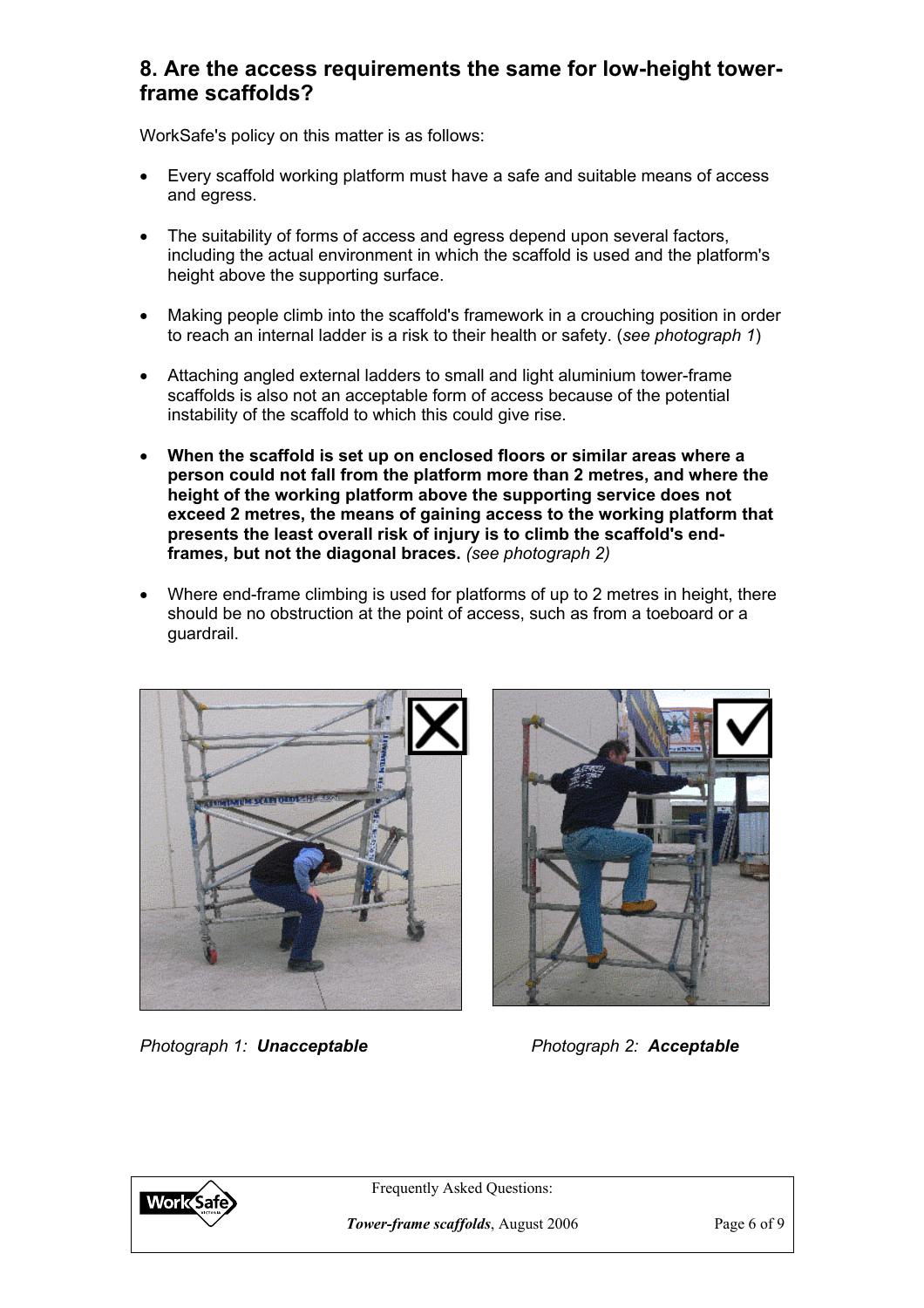## 8. Are the access requirements the same for low-height tower-frame scaffolds?

WorkSafe's policy on this matter is as follows:

- Every scaffold working platform must have a safe and suitable means of access and egress.
- The suitability of forms of access and egress depend upon several factors, including the actual environment in which the scaffold is used and the platform's height above the supporting surface.
- Making people climb into the scaffold's framework in a crouching position in order to reach an internal ladder is a risk to their health or safety. (*see photograph 1*)
- Attaching angled external ladders to small and light aluminium tower-frame scaffolds is also not an acceptable form of access because of the potential instability of the scaffold to which this could give rise.
- **When the scaffold is set up on enclosed floors or similar areas where a person could not fall from the platform more than 2 metres, and where the height of the working platform above the supporting service does not exceed 2 metres, the means of gaining access to the working platform that presents the least overall risk of injury is to climb the scaffold's end-frames, but not the diagonal braces.** *(see photograph 2)*
- Where end-frame climbing is used for platforms of up to 2 metres in height, there should be no obstruction at the point of access, such as from a toeboard or a guardrail.

*Photograph 1:* ***Unacceptable***

*Photograph 2:* ***Acceptable***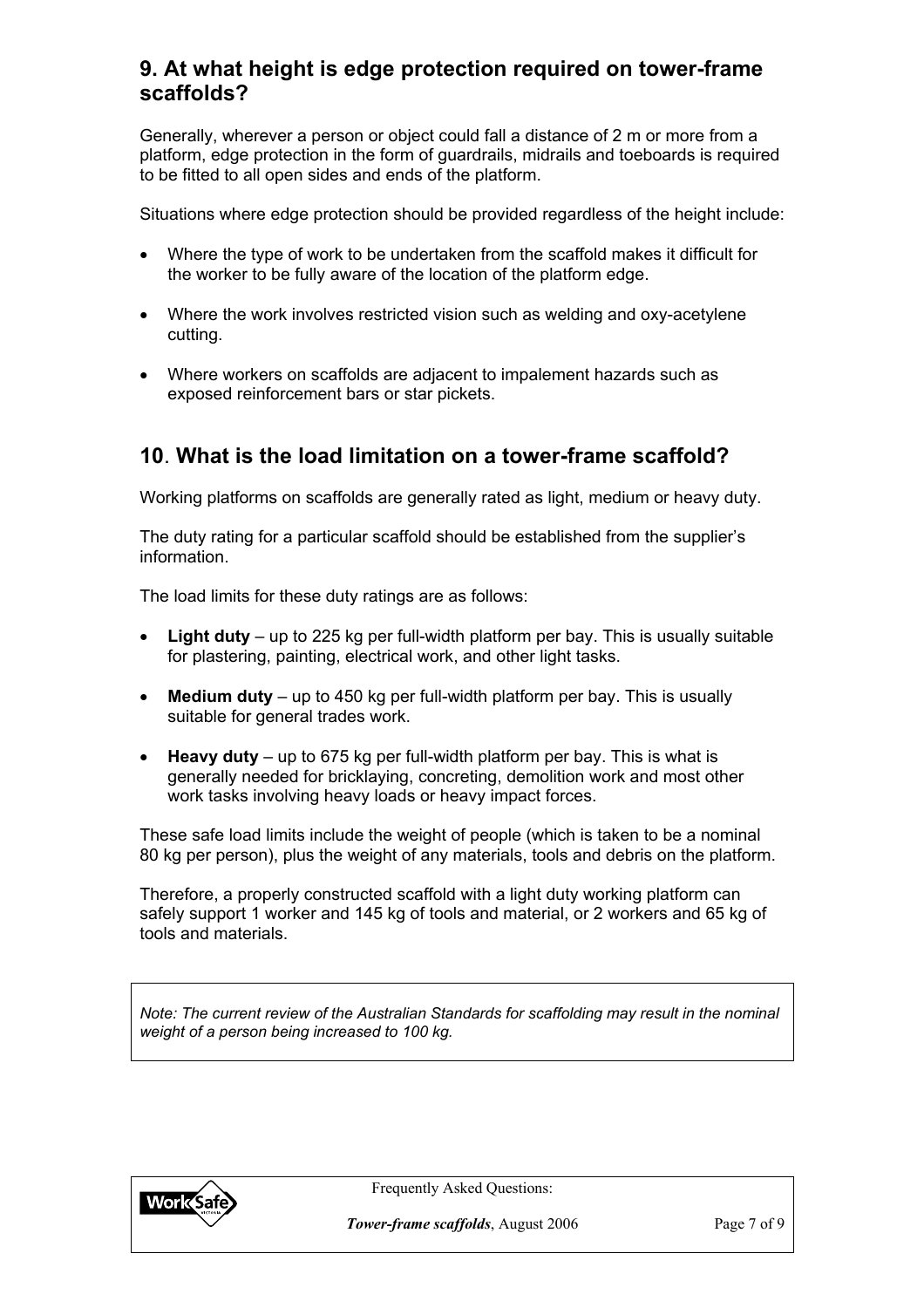## 9. At what height is edge protection required on tower-frame scaffolds?

Generally, wherever a person or object could fall a distance of 2 m or more from a platform, edge protection in the form of guardrails, midrails and toeboards is required to be fitted to all open sides and ends of the platform.

Situations where edge protection should be provided regardless of the height include:

- Where the type of work to be undertaken from the scaffold makes it difficult for the worker to be fully aware of the location of the platform edge.
- Where the work involves restricted vision such as welding and oxy-acetylene cutting.
- Where workers on scaffolds are adjacent to impalement hazards such as exposed reinforcement bars or star pickets.

## 10. What is the load limitation on a tower-frame scaffold?

Working platforms on scaffolds are generally rated as light, medium or heavy duty.

The duty rating for a particular scaffold should be established from the supplier's information.

The load limits for these duty ratings are as follows:

- **Light duty** – up to 225 kg per full-width platform per bay. This is usually suitable for plastering, painting, electrical work, and other light tasks.
- **Medium duty** – up to 450 kg per full-width platform per bay. This is usually suitable for general trades work.
- **Heavy duty** – up to 675 kg per full-width platform per bay. This is what is generally needed for bricklaying, concreting, demolition work and most other work tasks involving heavy loads or heavy impact forces.

These safe load limits include the weight of people (which is taken to be a nominal 80 kg per person), plus the weight of any materials, tools and debris on the platform.

Therefore, a properly constructed scaffold with a light duty working platform can safely support 1 worker and 145 kg of tools and material, or 2 workers and 65 kg of tools and materials.

*Note: The current review of the Australian Standards for scaffolding may result in the nominal weight of a person being increased to 100 kg.*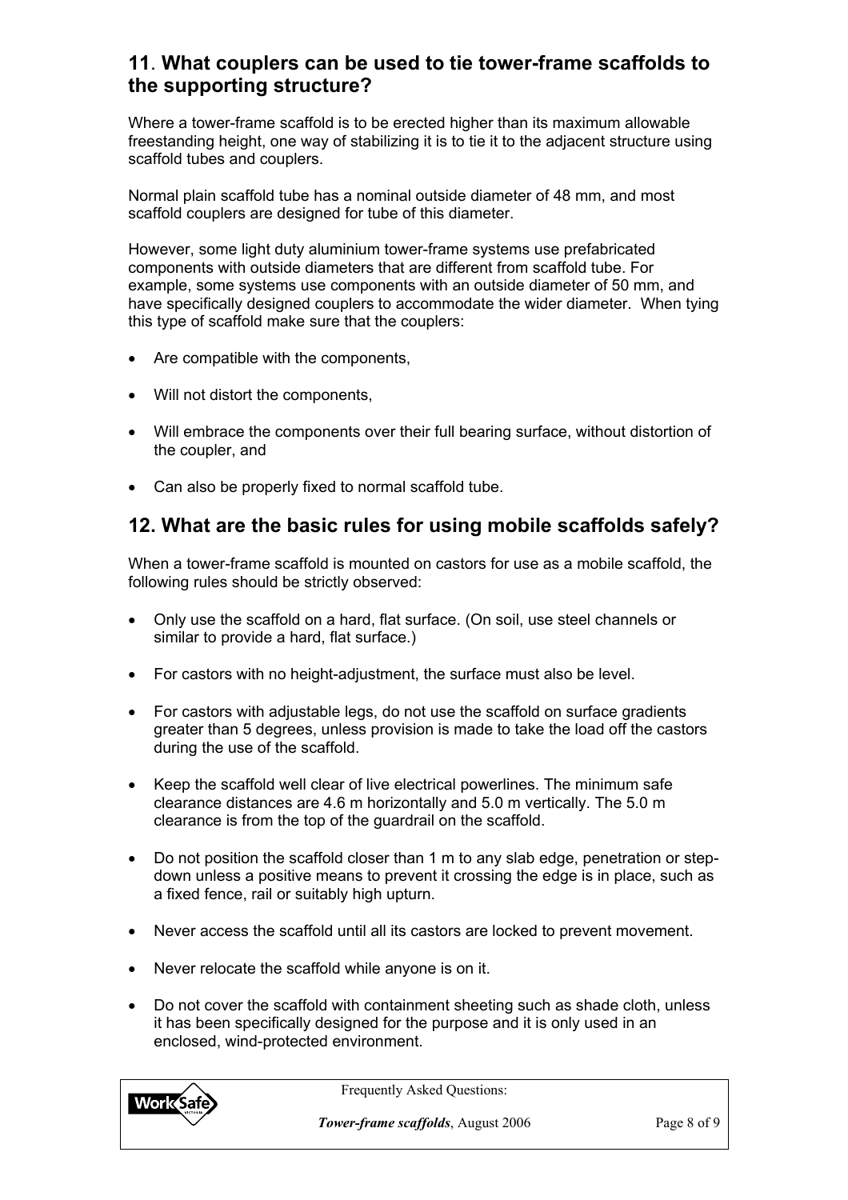## 11. What couplers can be used to tie tower-frame scaffolds to the supporting structure?

Where a tower-frame scaffold is to be erected higher than its maximum allowable freestanding height, one way of stabilizing it is to tie it to the adjacent structure using scaffold tubes and couplers.

Normal plain scaffold tube has a nominal outside diameter of 48 mm, and most scaffold couplers are designed for tube of this diameter.

However, some light duty aluminium tower-frame systems use prefabricated components with outside diameters that are different from scaffold tube. For example, some systems use components with an outside diameter of 50 mm, and have specifically designed couplers to accommodate the wider diameter. When tying this type of scaffold make sure that the couplers:

- Are compatible with the components,
- Will not distort the components,
- Will embrace the components over their full bearing surface, without distortion of the coupler, and
- Can also be properly fixed to normal scaffold tube.

## 12. What are the basic rules for using mobile scaffolds safely?

When a tower-frame scaffold is mounted on castors for use as a mobile scaffold, the following rules should be strictly observed:

- Only use the scaffold on a hard, flat surface. (On soil, use steel channels or similar to provide a hard, flat surface.)
- For castors with no height-adjustment, the surface must also be level.
- For castors with adjustable legs, do not use the scaffold on surface gradients greater than 5 degrees, unless provision is made to take the load off the castors during the use of the scaffold.
- Keep the scaffold well clear of live electrical powerlines. The minimum safe clearance distances are 4.6 m horizontally and 5.0 m vertically. The 5.0 m clearance is from the top of the guardrail on the scaffold.
- Do not position the scaffold closer than 1 m to any slab edge, penetration or step-down unless a positive means to prevent it crossing the edge is in place, such as a fixed fence, rail or suitably high upturn.
- Never access the scaffold until all its castors are locked to prevent movement.
- Never relocate the scaffold while anyone is on it.
- Do not cover the scaffold with containment sheeting such as shade cloth, unless it has been specifically designed for the purpose and it is only used in an enclosed, wind-protected environment.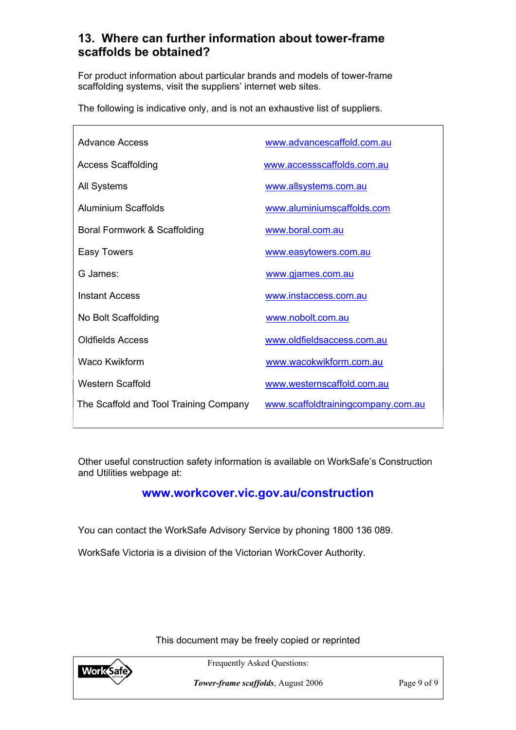## 13. Where can further information about tower-frame scaffolds be obtained?

For product information about particular brands and models of tower-frame scaffolding systems, visit the suppliers' internet web sites.

The following is indicative only, and is not an exhaustive list of suppliers.

| | |
|---|---|
| Advance Access | www.advancescaffold.com.au |
| Access Scaffolding | www.accessscaffolds.com.au |
| All Systems | www.allsystems.com.au |
| Aluminium Scaffolds | www.aluminiumscaffolds.com |
| Boral Formwork & Scaffolding | www.boral.com.au |
| Easy Towers | www.easytowers.com.au |
| G James: | www.gjames.com.au |
| Instant Access | www.instaccess.com.au |
| No Bolt Scaffolding | www.nobolt.com.au |
| Oldfields Access | www.oldfieldsaccess.com.au |
| Waco Kwikform | www.wacokwikform.com.au |
| Western Scaffold | www.westernscaffold.com.au |
| The Scaffold and Tool Training Company | www.scaffoldtrainingcompany.com.au |

Other useful construction safety information is available on WorkSafe's Construction and Utilities webpage at:

**www.workcover.vic.gov.au/construction**

You can contact the WorkSafe Advisory Service by phoning 1800 136 089.

WorkSafe Victoria is a division of the Victorian WorkCover Authority.

This document may be freely copied or reprinted